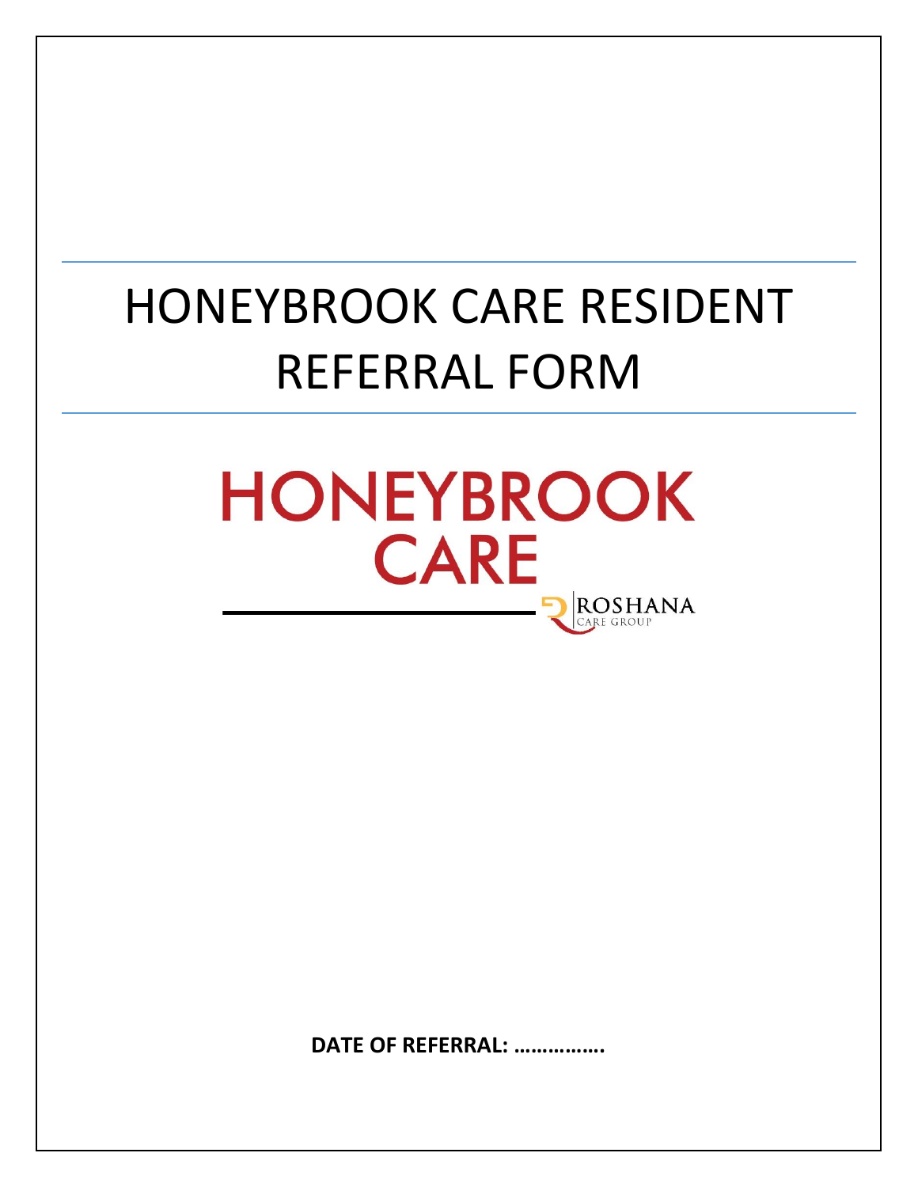# HONEYBROOK CARE RESIDENT REFERRAL FORM

HONEYBROOK CARE

ROSHANA CARE GROUP

**DATE OF REFERRAL: …………….**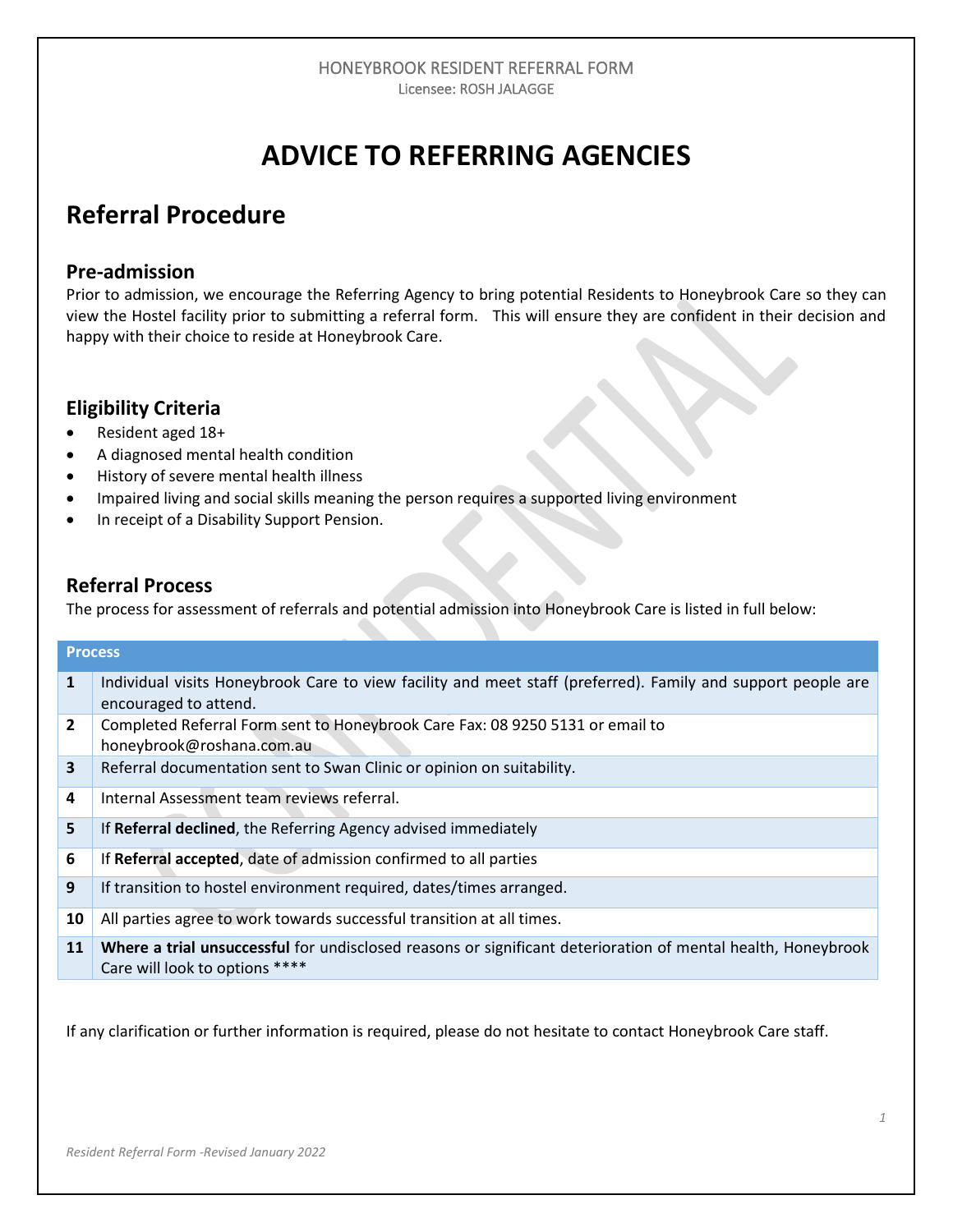HONEYBROOK RESIDENT REFERRAL FORM
Licensee: ROSH JALAGGE

# ADVICE TO REFERRING AGENCIES

## Referral Procedure

### Pre-admission

Prior to admission, we encourage the Referring Agency to bring potential Residents to Honeybrook Care so they can view the Hostel facility prior to submitting a referral form. This will ensure they are confident in their decision and happy with their choice to reside at Honeybrook Care.

### Eligibility Criteria

- Resident aged 18+
- A diagnosed mental health condition
- History of severe mental health illness
- Impaired living and social skills meaning the person requires a supported living environment
- In receipt of a Disability Support Pension.

### Referral Process

The process for assessment of referrals and potential admission into Honeybrook Care is listed in full below:

| Process | |
|---|---|
| **1** | Individual visits Honeybrook Care to view facility and meet staff (preferred). Family and support people are encouraged to attend. |
| **2** | Completed Referral Form sent to Honeybrook Care Fax: 08 9250 5131 or email to honeybrook@roshana.com.au |
| **3** | Referral documentation sent to Swan Clinic or opinion on suitability. |
| **4** | Internal Assessment team reviews referral. |
| **5** | If **Referral declined**, the Referring Agency advised immediately |
| **6** | If **Referral accepted**, date of admission confirmed to all parties |
| **9** | If transition to hostel environment required, dates/times arranged. |
| **10** | All parties agree to work towards successful transition at all times. |
| **11** | **Where a trial unsuccessful** for undisclosed reasons or significant deterioration of mental health, Honeybrook Care will look to options **** |

If any clarification or further information is required, please do not hesitate to contact Honeybrook Care staff.

*Resident Referral Form -Revised January 2022*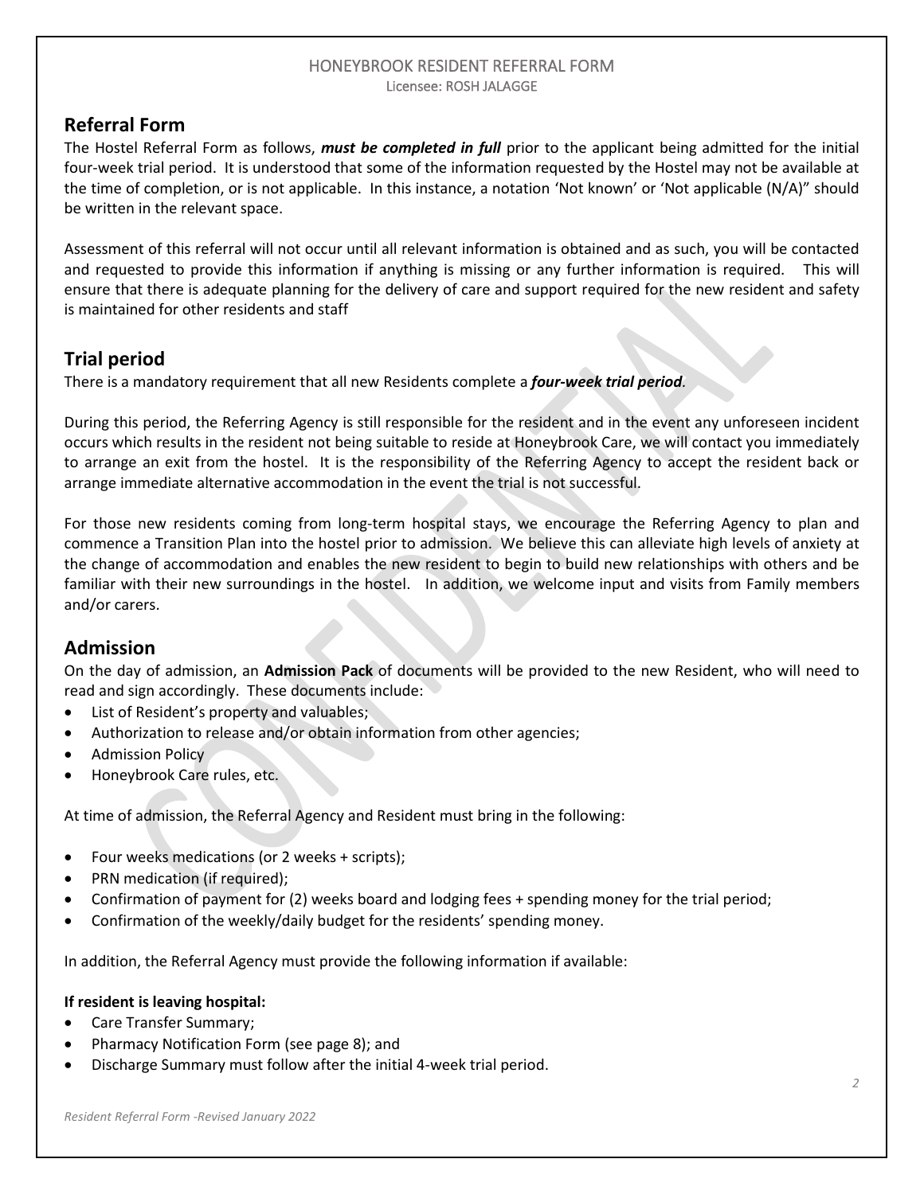## Referral Form

The Hostel Referral Form as follows, ***must be completed in full*** prior to the applicant being admitted for the initial four-week trial period. It is understood that some of the information requested by the Hostel may not be available at the time of completion, or is not applicable. In this instance, a notation 'Not known' or 'Not applicable (N/A)" should be written in the relevant space.

Assessment of this referral will not occur until all relevant information is obtained and as such, you will be contacted and requested to provide this information if anything is missing or any further information is required. This will ensure that there is adequate planning for the delivery of care and support required for the new resident and safety is maintained for other residents and staff

## Trial period

There is a mandatory requirement that all new Residents complete a ***four-week trial period***.

During this period, the Referring Agency is still responsible for the resident and in the event any unforeseen incident occurs which results in the resident not being suitable to reside at Honeybrook Care, we will contact you immediately to arrange an exit from the hostel. It is the responsibility of the Referring Agency to accept the resident back or arrange immediate alternative accommodation in the event the trial is not successful.

For those new residents coming from long-term hospital stays, we encourage the Referring Agency to plan and commence a Transition Plan into the hostel prior to admission. We believe this can alleviate high levels of anxiety at the change of accommodation and enables the new resident to begin to build new relationships with others and be familiar with their new surroundings in the hostel. In addition, we welcome input and visits from Family members and/or carers.

## Admission

On the day of admission, an **Admission Pack** of documents will be provided to the new Resident, who will need to read and sign accordingly. These documents include:

- List of Resident's property and valuables;
- Authorization to release and/or obtain information from other agencies;
- Admission Policy
- Honeybrook Care rules, etc.

At time of admission, the Referral Agency and Resident must bring in the following:

- Four weeks medications (or 2 weeks + scripts);
- PRN medication (if required);
- Confirmation of payment for (2) weeks board and lodging fees + spending money for the trial period;
- Confirmation of the weekly/daily budget for the residents' spending money.

In addition, the Referral Agency must provide the following information if available:

**If resident is leaving hospital:**

- Care Transfer Summary;
- Pharmacy Notification Form (see page 8); and
- Discharge Summary must follow after the initial 4-week trial period.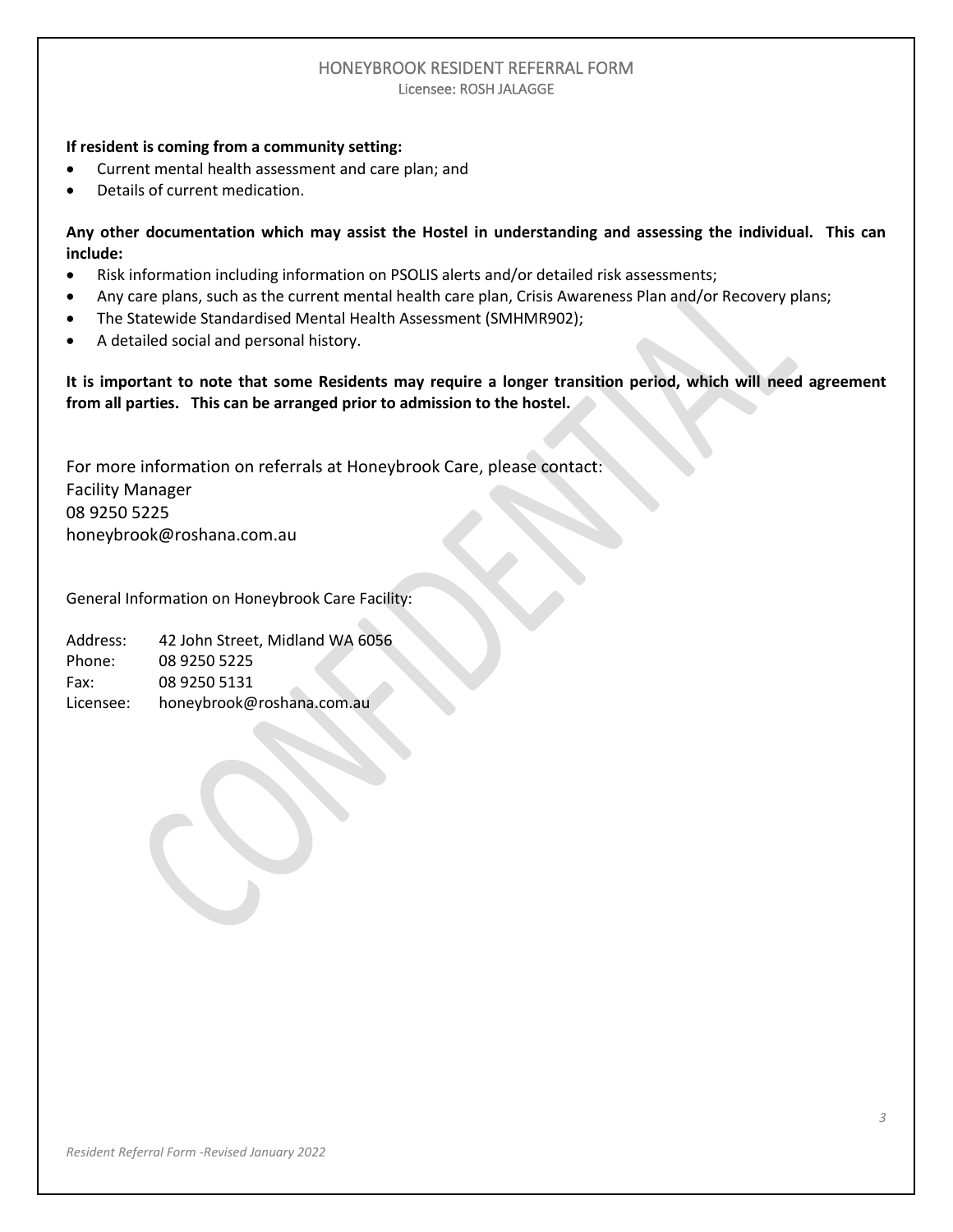**If resident is coming from a community setting:**

- Current mental health assessment and care plan; and
- Details of current medication.

**Any other documentation which may assist the Hostel in understanding and assessing the individual. This can include:**

- Risk information including information on PSOLIS alerts and/or detailed risk assessments;
- Any care plans, such as the current mental health care plan, Crisis Awareness Plan and/or Recovery plans;
- The Statewide Standardised Mental Health Assessment (SMHMR902);
- A detailed social and personal history.

**It is important to note that some Residents may require a longer transition period, which will need agreement from all parties. This can be arranged prior to admission to the hostel.**

For more information on referrals at Honeybrook Care, please contact:
Facility Manager
08 9250 5225
honeybrook@roshana.com.au

General Information on Honeybrook Care Facility:

Address: 42 John Street, Midland WA 6056
Phone: 08 9250 5225
Fax: 08 9250 5131
Licensee: honeybrook@roshana.com.au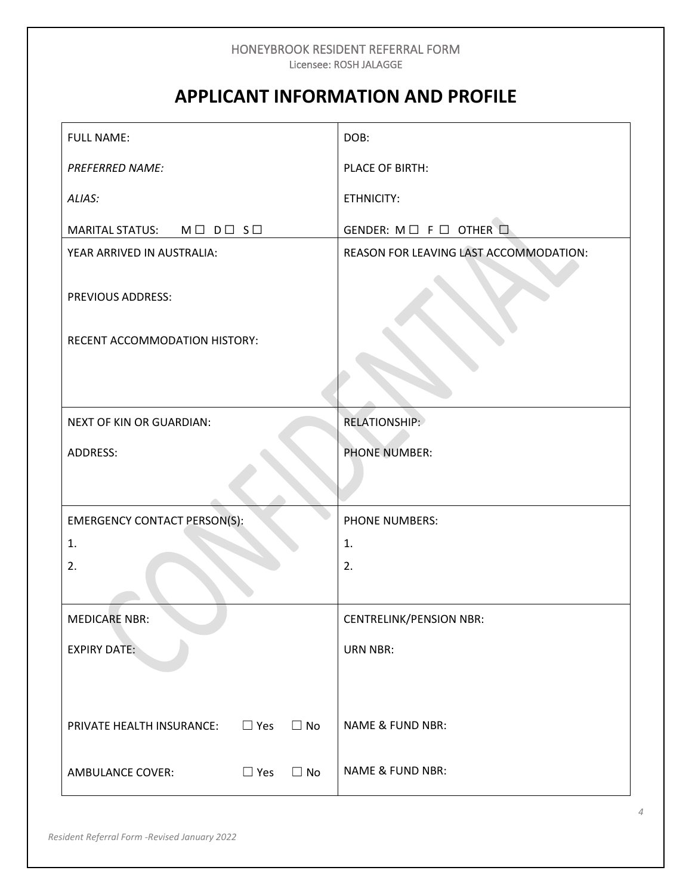HONEYBROOK RESIDENT REFERRAL FORM

Licensee: ROSH JALAGGE

# APPLICANT INFORMATION AND PROFILE

| | |
|---|---|
| FULL NAME:<br><br>*PREFERRED NAME:*<br><br>*ALIAS:*<br><br>MARITAL STATUS: M ☐ D ☐ S ☐ | DOB:<br><br>PLACE OF BIRTH:<br><br>ETHNICITY:<br><br>GENDER: M ☐ F ☐ OTHER ☐ |
| YEAR ARRIVED IN AUSTRALIA:<br><br>PREVIOUS ADDRESS:<br><br>RECENT ACCOMMODATION HISTORY: | REASON FOR LEAVING LAST ACCOMMODATION: |
| NEXT OF KIN OR GUARDIAN:<br><br>ADDRESS: | RELATIONSHIP:<br><br>PHONE NUMBER: |
| EMERGENCY CONTACT PERSON(S):<br>1.<br>2. | PHONE NUMBERS:<br>1.<br>2. |
| MEDICARE NBR:<br><br>EXPIRY DATE:<br><br>PRIVATE HEALTH INSURANCE: ☐ Yes ☐ No<br><br>AMBULANCE COVER: ☐ Yes ☐ No | CENTRELINK/PENSION NBR:<br><br>URN NBR:<br><br>NAME & FUND NBR:<br><br>NAME & FUND NBR: |

CONFIDENTIAL

*Resident Referral Form -Revised January 2022*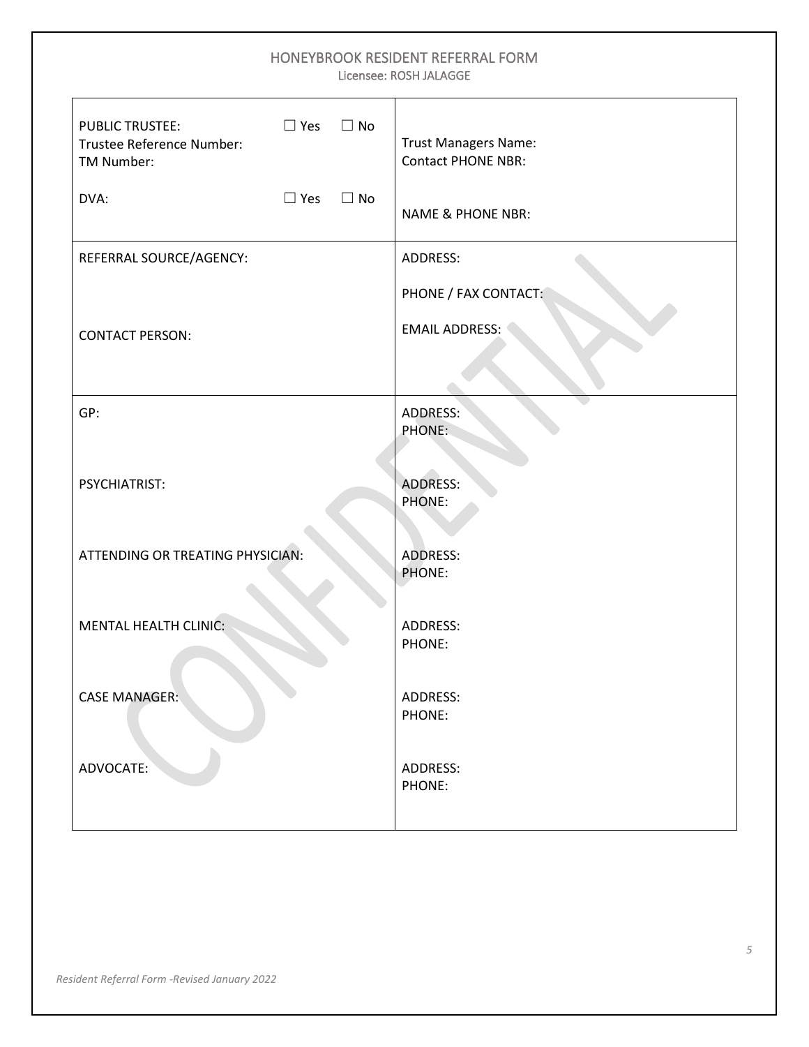# HONEYBROOK RESIDENT REFERRAL FORM

Licensee: ROSH JALAGGE

| | |
|---|---|
| PUBLIC TRUSTEE: ☐ Yes ☐ No<br>Trustee Reference Number:<br>TM Number:<br><br>DVA: ☐ Yes ☐ No | Trust Managers Name:<br>Contact PHONE NBR:<br><br>NAME & PHONE NBR: |
| REFERRAL SOURCE/AGENCY:<br><br>CONTACT PERSON: | ADDRESS:<br><br>PHONE / FAX CONTACT:<br><br>EMAIL ADDRESS: |
| GP: | ADDRESS:<br>PHONE: |
| PSYCHIATRIST: | ADDRESS:<br>PHONE: |
| ATTENDING OR TREATING PHYSICIAN: | ADDRESS:<br>PHONE: |
| MENTAL HEALTH CLINIC: | ADDRESS:<br>PHONE: |
| CASE MANAGER: | ADDRESS:<br>PHONE: |
| ADVOCATE: | ADDRESS:<br>PHONE: |

CONFIDENTIAL

*Resident Referral Form -Revised January 2022*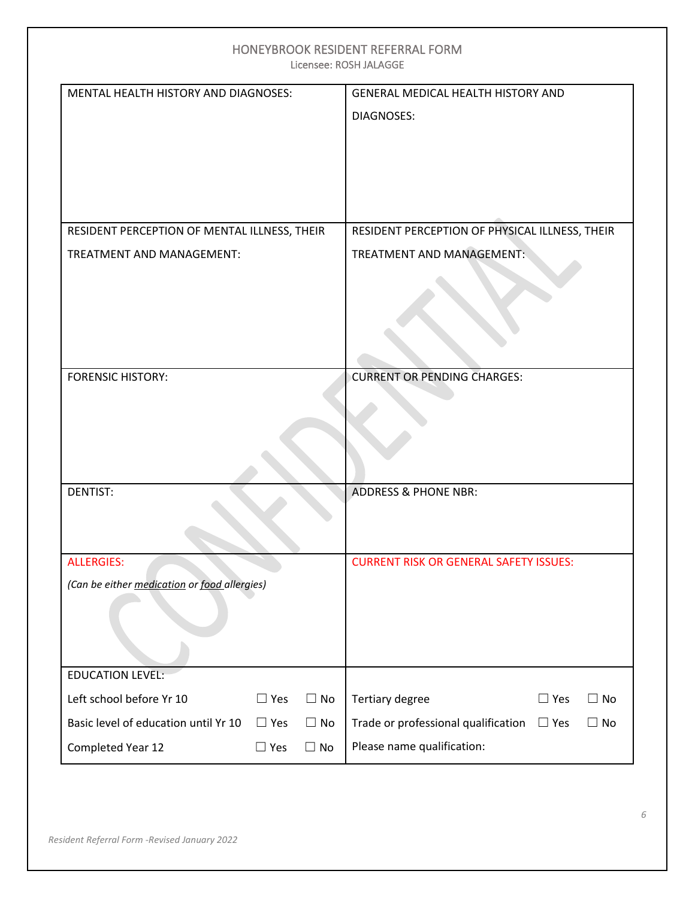## HONEYBROOK RESIDENT REFERRAL FORM

Licensee: ROSH JALAGGE

| | |
|---|---|
| MENTAL HEALTH HISTORY AND DIAGNOSES: | GENERAL MEDICAL HEALTH HISTORY AND DIAGNOSES: |
| RESIDENT PERCEPTION OF MENTAL ILLNESS, THEIR TREATMENT AND MANAGEMENT: | RESIDENT PERCEPTION OF PHYSICAL ILLNESS, THEIR TREATMENT AND MANAGEMENT: |
| FORENSIC HISTORY: | CURRENT OR PENDING CHARGES: |
| DENTIST: | ADDRESS & PHONE NBR: |
| ALLERGIES:<br>*(Can be either medication or food allergies)* | CURRENT RISK OR GENERAL SAFETY ISSUES: |

| EDUCATION LEVEL: | | | | | |
|---|---|---|---|---|---|
| Left school before Yr 10 | ☐ Yes | ☐ No | Tertiary degree | ☐ Yes | ☐ No |
| Basic level of education until Yr 10 | ☐ Yes | ☐ No | Trade or professional qualification | ☐ Yes | ☐ No |
| Completed Year 12 | ☐ Yes | ☐ No | Please name qualification: | | |

CONFIDENTIAL

*Resident Referral Form -Revised January 2022*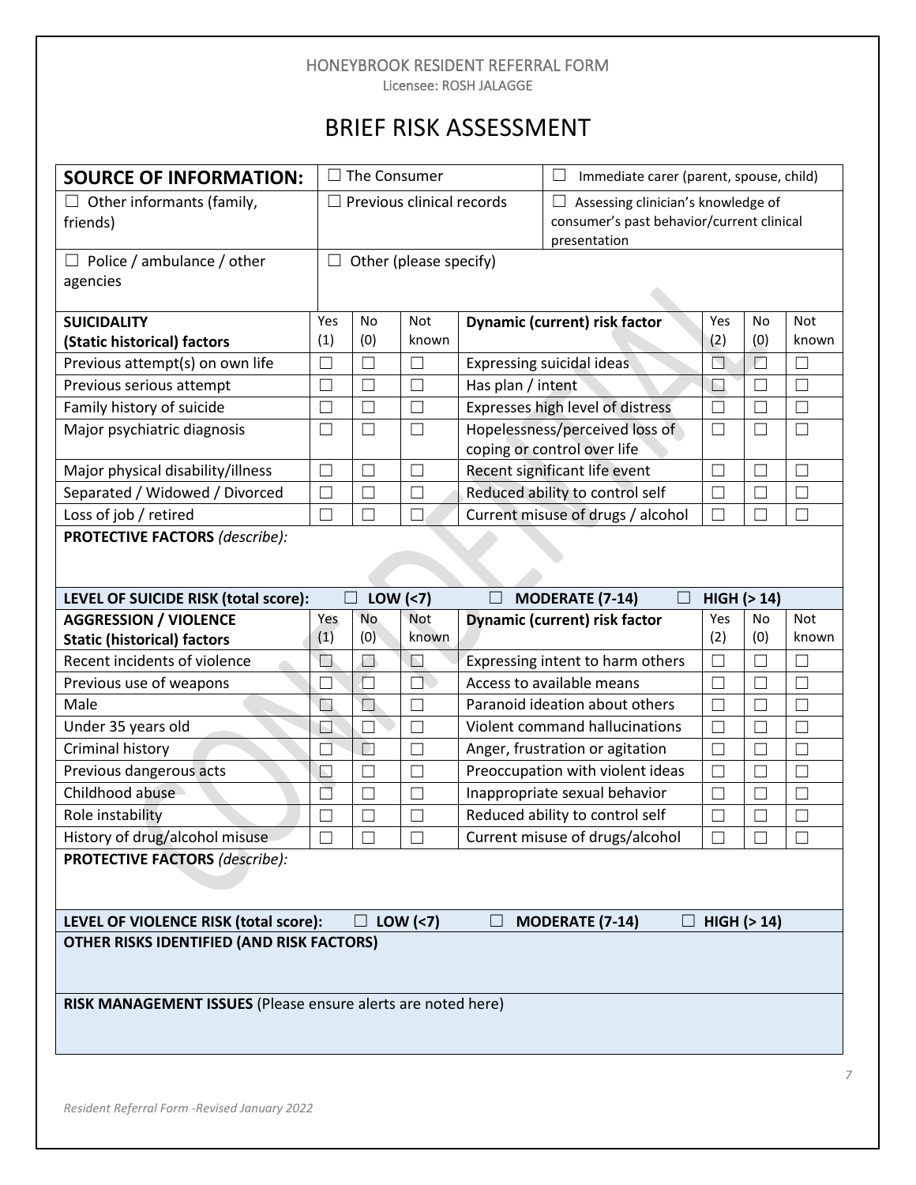HONEYBROOK RESIDENT REFERRAL FORM

Licensee: ROSH JALAGGE

# BRIEF RISK ASSESSMENT

| **SOURCE OF INFORMATION:** | ☐ The Consumer | ☐ Immediate carer (parent, spouse, child) |
|---|---|---|
| ☐ Other informants (family, friends) | ☐ Previous clinical records | ☐ Assessing clinician's knowledge of consumer's past behavior/current clinical presentation |
| ☐ Police / ambulance / other agencies | ☐ Other (please specify) | |

| **SUICIDALITY (Static historical) factors** | Yes (1) | No (0) | Not known | **Dynamic (current) risk factor** | Yes (2) | No (0) | Not known |
|---|---|---|---|---|---|---|---|
| Previous attempt(s) on own life | ☐ | ☐ | ☐ | Expressing suicidal ideas | ☐ | ☐ | ☐ |
| Previous serious attempt | ☐ | ☐ | ☐ | Has plan / intent | ☐ | ☐ | ☐ |
| Family history of suicide | ☐ | ☐ | ☐ | Expresses high level of distress | ☐ | ☐ | ☐ |
| Major psychiatric diagnosis | ☐ | ☐ | ☐ | Hopelessness/perceived loss of coping or control over life | ☐ | ☐ | ☐ |
| Major physical disability/illness | ☐ | ☐ | ☐ | Recent significant life event | ☐ | ☐ | ☐ |
| Separated / Widowed / Divorced | ☐ | ☐ | ☐ | Reduced ability to control self | ☐ | ☐ | ☐ |
| Loss of job / retired | ☐ | ☐ | ☐ | Current misuse of drugs / alcohol | ☐ | ☐ | ☐ |

**PROTECTIVE FACTORS** *(describe):*

**LEVEL OF SUICIDE RISK (total score):** ☐ **LOW (<7)** ☐ **MODERATE (7-14)** ☐ **HIGH (> 14)**

| **AGGRESSION / VIOLENCE Static (historical) factors** | Yes (1) | No (0) | Not known | **Dynamic (current) risk factor** | Yes (2) | No (0) | Not known |
|---|---|---|---|---|---|---|---|
| Recent incidents of violence | ☐ | ☐ | ☐ | Expressing intent to harm others | ☐ | ☐ | ☐ |
| Previous use of weapons | ☐ | ☐ | ☐ | Access to available means | ☐ | ☐ | ☐ |
| Male | ☐ | ☐ | ☐ | Paranoid ideation about others | ☐ | ☐ | ☐ |
| Under 35 years old | ☐ | ☐ | ☐ | Violent command hallucinations | ☐ | ☐ | ☐ |
| Criminal history | ☐ | ☐ | ☐ | Anger, frustration or agitation | ☐ | ☐ | ☐ |
| Previous dangerous acts | ☐ | ☐ | ☐ | Preoccupation with violent ideas | ☐ | ☐ | ☐ |
| Childhood abuse | ☐ | ☐ | ☐ | Inappropriate sexual behavior | ☐ | ☐ | ☐ |
| Role instability | ☐ | ☐ | ☐ | Reduced ability to control self | ☐ | ☐ | ☐ |
| History of drug/alcohol misuse | ☐ | ☐ | ☐ | Current misuse of drugs/alcohol | ☐ | ☐ | ☐ |

**PROTECTIVE FACTORS** *(describe):*

**LEVEL OF VIOLENCE RISK (total score):** ☐ **LOW (<7)** ☐ **MODERATE (7-14)** ☐ **HIGH (> 14)**

**OTHER RISKS IDENTIFIED (AND RISK FACTORS)**

**RISK MANAGEMENT ISSUES** (Please ensure alerts are noted here)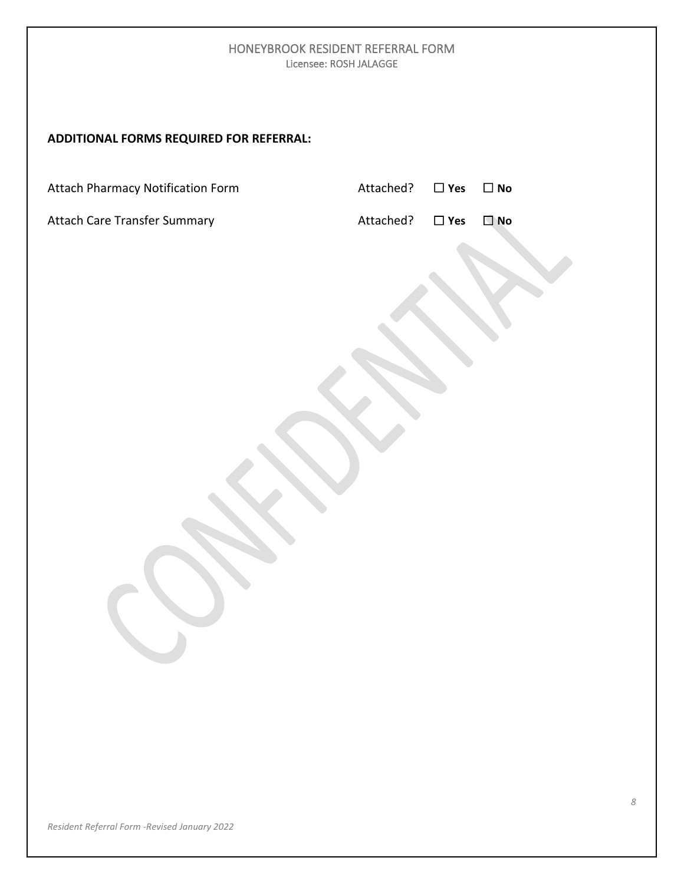## ADDITIONAL FORMS REQUIRED FOR REFERRAL:

Attach Pharmacy Notification Form Attached? ☐ **Yes** ☐ **No**

Attach Care Transfer Summary Attached? ☐ **Yes** ☐ **No**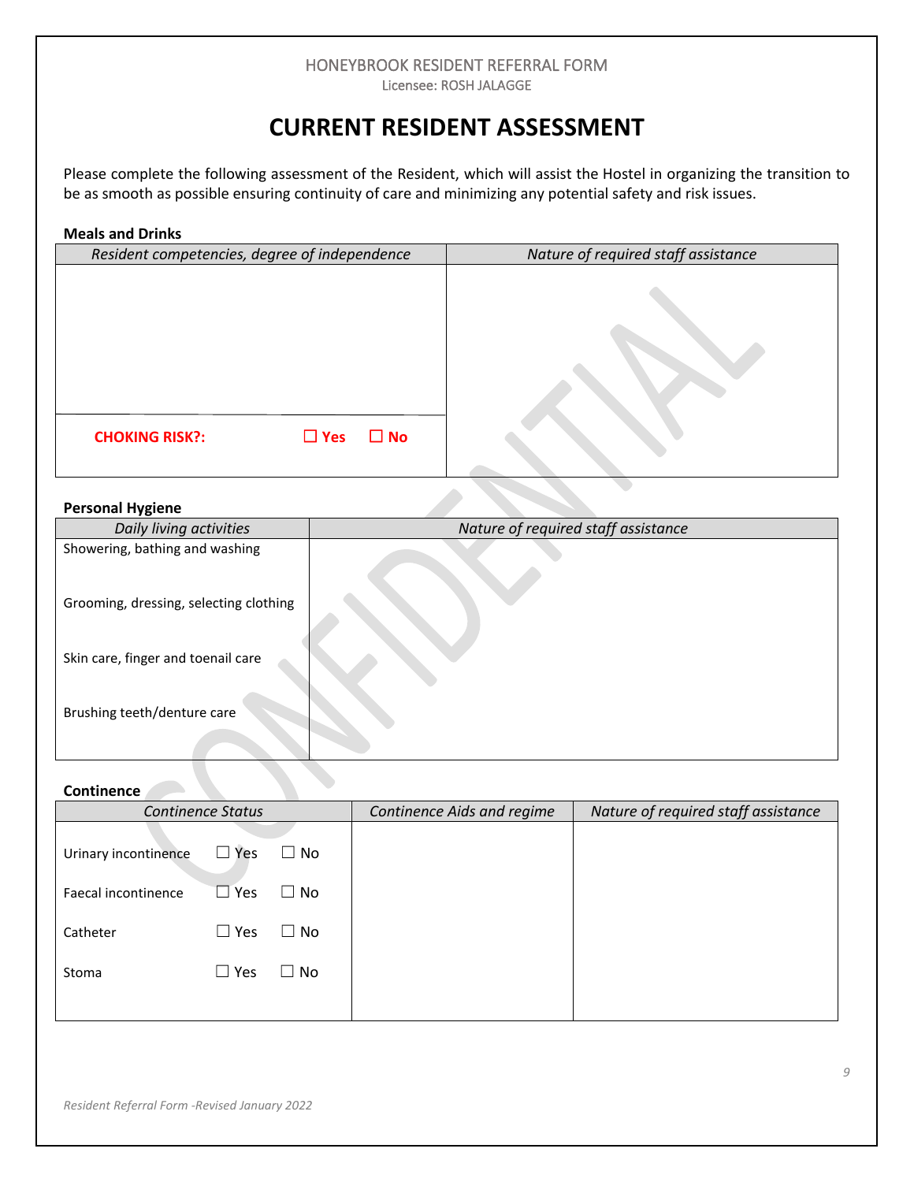HONEYBROOK RESIDENT REFERRAL FORM
Licensee: ROSH JALAGGE

# CURRENT RESIDENT ASSESSMENT

Please complete the following assessment of the Resident, which will assist the Hostel in organizing the transition to be as smooth as possible ensuring continuity of care and minimizing any potential safety and risk issues.

**Meals and Drinks**

| *Resident competencies, degree of independence* | *Nature of required staff assistance* |
|---|---|
| | |
| **CHOKING RISK?:** ☐ **Yes** ☐ **No** | |

**Personal Hygiene**

| *Daily living activities* | *Nature of required staff assistance* |
|---|---|
| Showering, bathing and washing | |
| Grooming, dressing, selecting clothing | |
| Skin care, finger and toenail care | |
| Brushing teeth/denture care | |

**Continence**

| *Continence Status* | *Continence Aids and regime* | *Nature of required staff assistance* |
|---|---|---|
| Urinary incontinence ☐ Yes ☐ No | | |
| Faecal incontinence ☐ Yes ☐ No | | |
| Catheter ☐ Yes ☐ No | | |
| Stoma ☐ Yes ☐ No | | |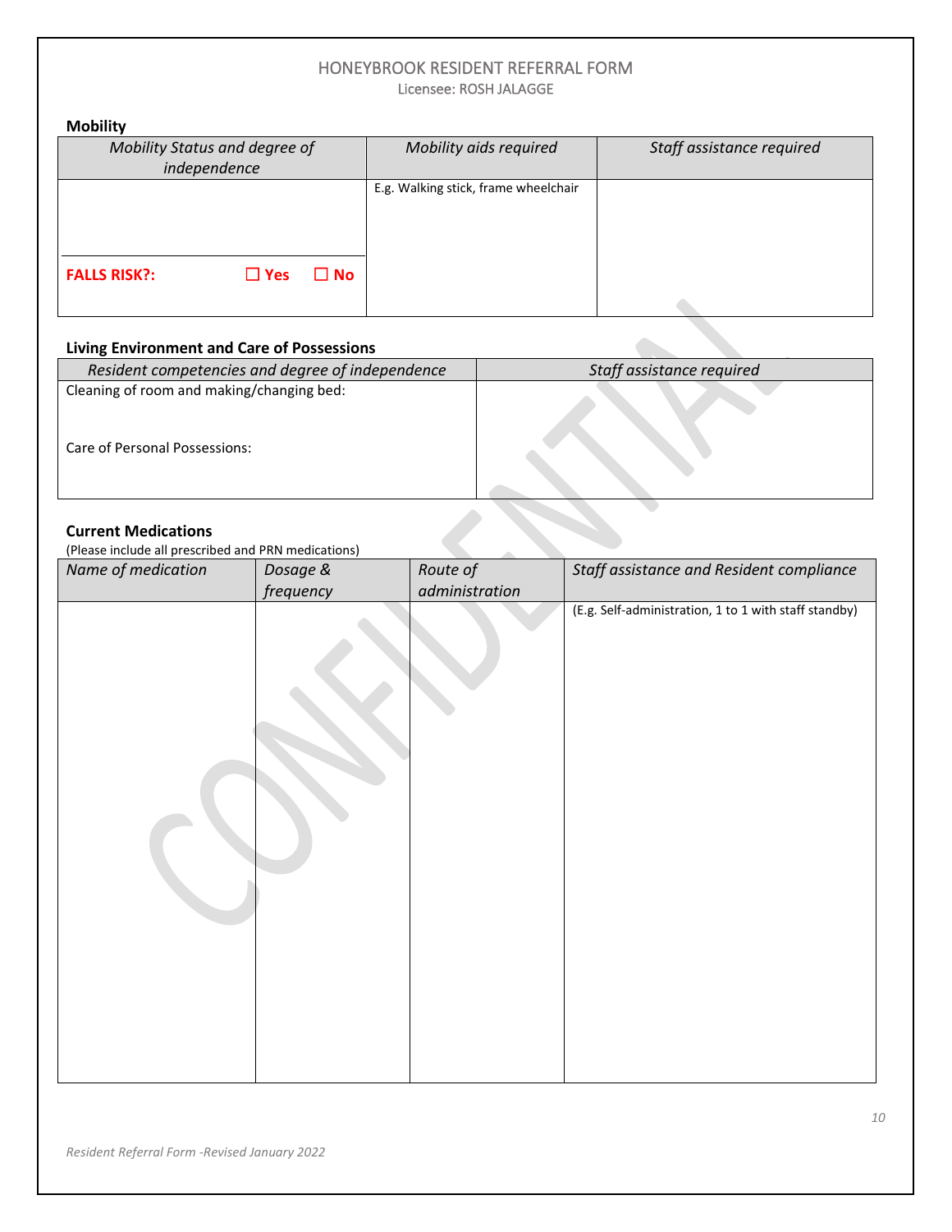HONEYBROOK RESIDENT REFERRAL FORM

Licensee: ROSH JALAGGE

**Mobility**

| *Mobility Status and degree of independence* | *Mobility aids required* | *Staff assistance required* |
|---|---|---|
| | E.g. Walking stick, frame wheelchair | |
| **FALLS RISK?:** ☐ **Yes** ☐ **No** | | |

**Living Environment and Care of Possessions**

| *Resident competencies and degree of independence* | *Staff assistance required* |
|---|---|
| Cleaning of room and making/changing bed: | |
| Care of Personal Possessions: | |

**Current Medications**

(Please include all prescribed and PRN medications)

| *Name of medication* | *Dosage & frequency* | *Route of administration* | *Staff assistance and Resident compliance* |
|---|---|---|---|
| | | | (E.g. Self-administration, 1 to 1 with staff standby) |

*Resident Referral Form -Revised January 2022*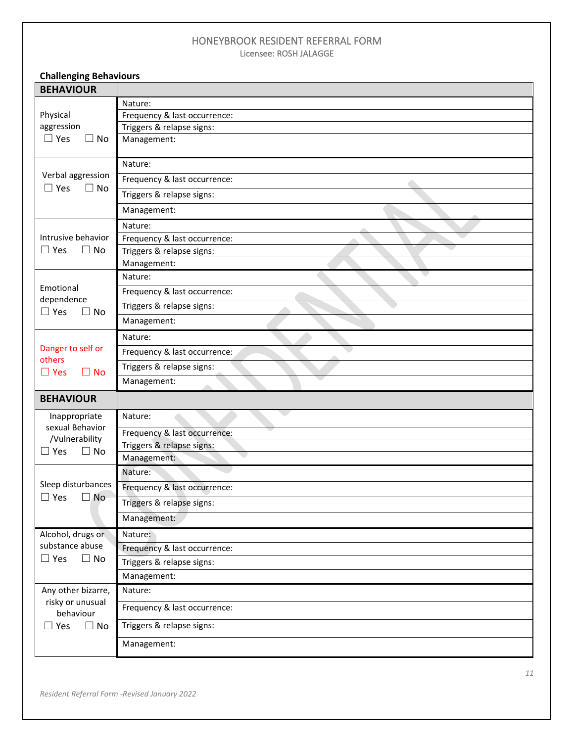HONEYBROOK RESIDENT REFERRAL FORM
Licensee: ROSH JALAGGE

**Challenging Behaviours**

| BEHAVIOUR | |
|---|---|
| Physical aggression ☐ Yes ☐ No | Nature: |
| | Frequency & last occurrence: |
| | Triggers & relapse signs: |
| | Management: |
| Verbal aggression ☐ Yes ☐ No | Nature: |
| | Frequency & last occurrence: |
| | Triggers & relapse signs: |
| | Management: |
| Intrusive behavior ☐ Yes ☐ No | Nature: |
| | Frequency & last occurrence: |
| | Triggers & relapse signs: |
| | Management: |
| Emotional dependence ☐ Yes ☐ No | Nature: |
| | Frequency & last occurrence: |
| | Triggers & relapse signs: |
| | Management: |
| Danger to self or others ☐ Yes ☐ No | Nature: |
| | Frequency & last occurrence: |
| | Triggers & relapse signs: |
| | Management: |
| **BEHAVIOUR** | |
| Inappropriate sexual Behavior /Vulnerability ☐ Yes ☐ No | Nature: |
| | Frequency & last occurrence: |
| | Triggers & relapse signs: |
| | Management: |
| Sleep disturbances ☐ Yes ☐ No | Nature: |
| | Frequency & last occurrence: |
| | Triggers & relapse signs: |
| | Management: |
| Alcohol, drugs or substance abuse ☐ Yes ☐ No | Nature: |
| | Frequency & last occurrence: |
| | Triggers & relapse signs: |
| | Management: |
| Any other bizarre, risky or unusual behaviour ☐ Yes ☐ No | Nature: |
| | Frequency & last occurrence: |
| | Triggers & relapse signs: |
| | Management: |

*Resident Referral Form -Revised January 2022*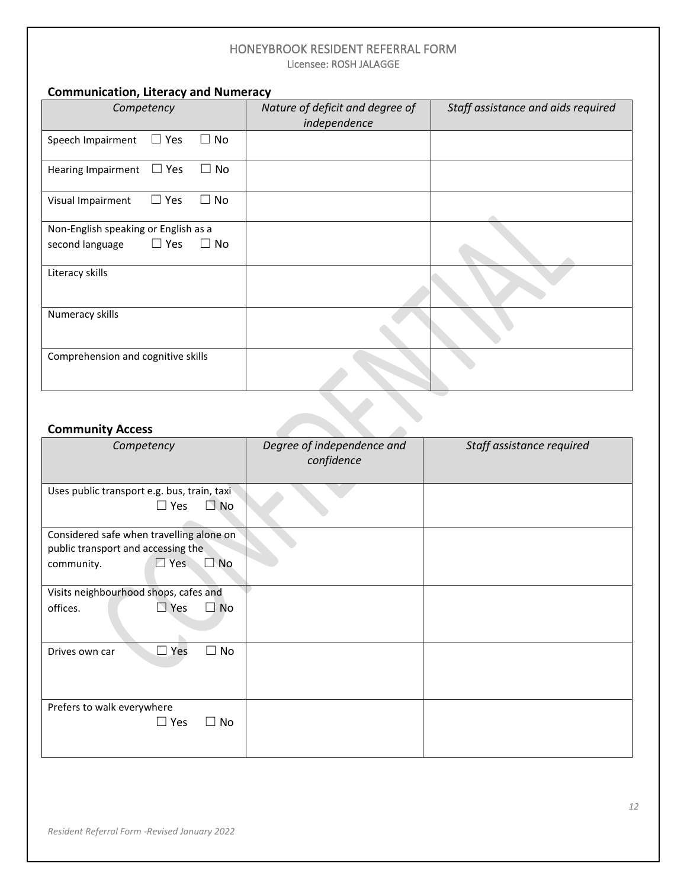HONEYBROOK RESIDENT REFERRAL FORM
Licensee: ROSH JALAGGE

### Communication, Literacy and Numeracy

| *Competency* | *Nature of deficit and degree of independence* | *Staff assistance and aids required* |
|---|---|---|
| Speech Impairment ☐ Yes ☐ No | | |
| Hearing Impairment ☐ Yes ☐ No | | |
| Visual Impairment ☐ Yes ☐ No | | |
| Non-English speaking or English as a second language ☐ Yes ☐ No | | |
| Literacy skills | | |
| Numeracy skills | | |
| Comprehension and cognitive skills | | |

### Community Access

| *Competency* | *Degree of independence and confidence* | *Staff assistance required* |
|---|---|---|
| Uses public transport e.g. bus, train, taxi ☐ Yes ☐ No | | |
| Considered safe when travelling alone on public transport and accessing the community. ☐ Yes ☐ No | | |
| Visits neighbourhood shops, cafes and offices. ☐ Yes ☐ No | | |
| Drives own car ☐ Yes ☐ No | | |
| Prefers to walk everywhere ☐ Yes ☐ No | | |

CONFIDENTIAL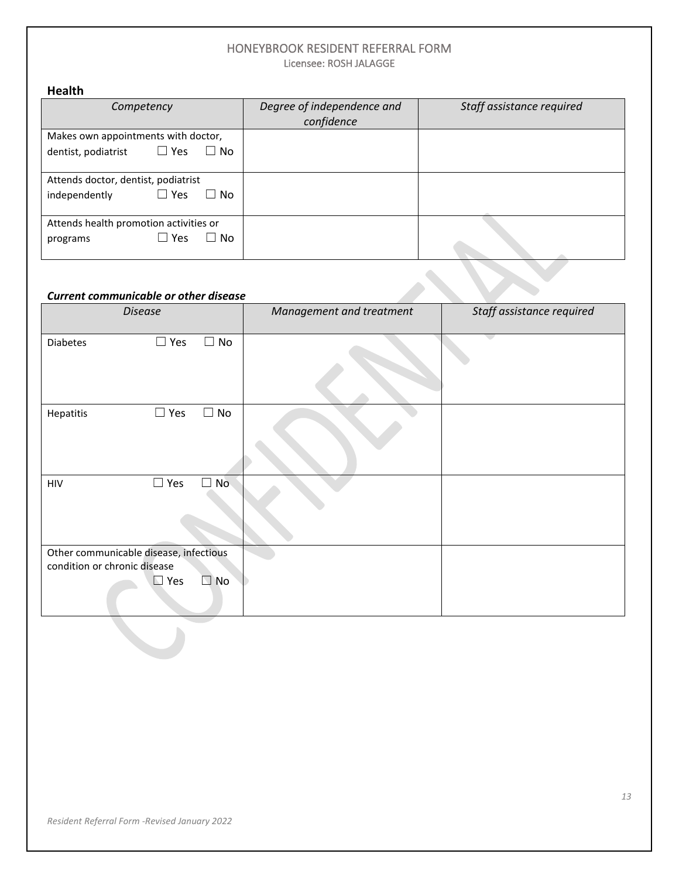# HONEYBROOK RESIDENT REFERRAL FORM

Licensee: ROSH JALAGGE

## Health

| *Competency* | *Degree of independence and confidence* | *Staff assistance required* |
|---|---|---|
| Makes own appointments with doctor, dentist, podiatrist ☐ Yes ☐ No | | |
| Attends doctor, dentist, podiatrist independently ☐ Yes ☐ No | | |
| Attends health promotion activities or programs ☐ Yes ☐ No | | |

### *Current communicable or other disease*

| *Disease* | *Management and treatment* | *Staff assistance required* |
|---|---|---|
| Diabetes ☐ Yes ☐ No | | |
| Hepatitis ☐ Yes ☐ No | | |
| HIV ☐ Yes ☐ No | | |
| Other communicable disease, infectious condition or chronic disease ☐ Yes ☐ No | | |

*Resident Referral Form -Revised January 2022*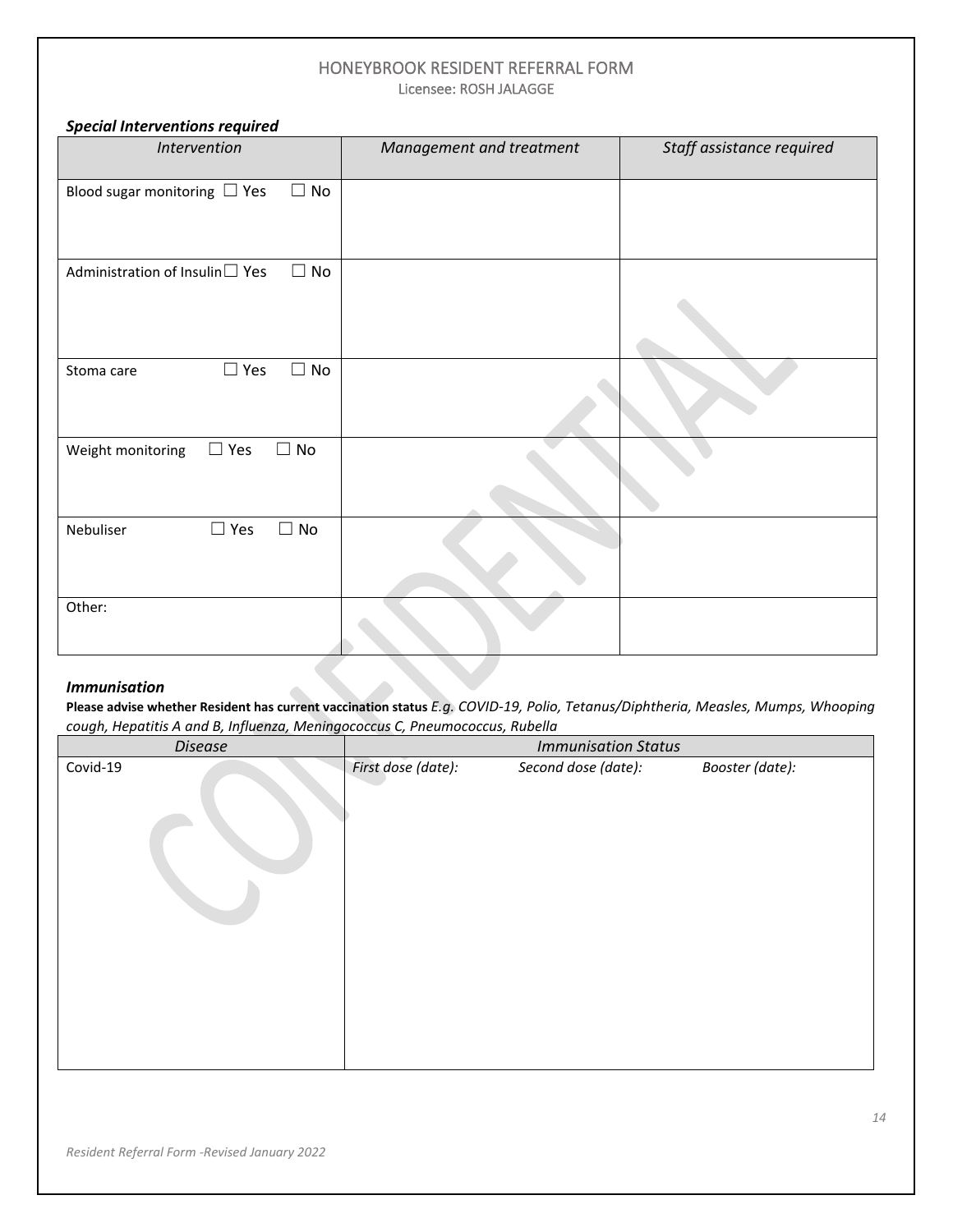HONEYBROOK RESIDENT REFERRAL FORM

Licensee: ROSH JALAGGE

***Special Interventions required***

| *Intervention* | *Management and treatment* | *Staff assistance required* |
|---|---|---|
| Blood sugar monitoring ☐ Yes ☐ No | | |
| Administration of Insulin ☐ Yes ☐ No | | |
| Stoma care ☐ Yes ☐ No | | |
| Weight monitoring ☐ Yes ☐ No | | |
| Nebuliser ☐ Yes ☐ No | | |
| Other: | | |

***Immunisation***

**Please advise whether Resident has current vaccination status** *E.g. COVID-19, Polio, Tetanus/Diphtheria, Measles, Mumps, Whooping cough, Hepatitis A and B, Influenza, Meningococcus C, Pneumococcus, Rubella*

| *Disease* | *Immunisation Status* |
|---|---|
| Covid-19 | *First dose (date):* *Second dose (date):* *Booster (date):* |

*Resident Referral Form -Revised January 2022*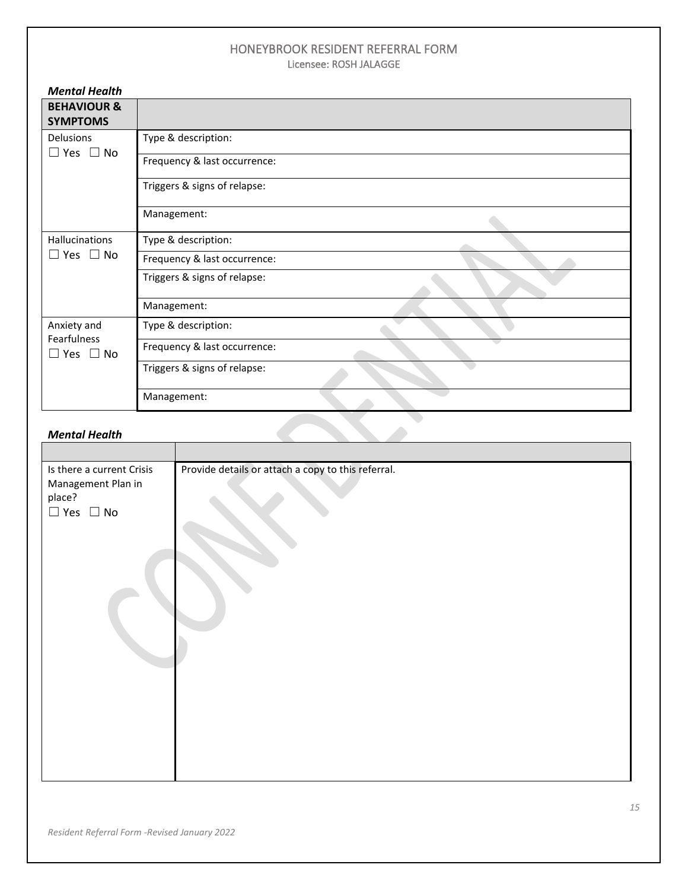# HONEYBROOK RESIDENT REFERRAL FORM

Licensee: ROSH JALAGGE

***Mental Health***

| **BEHAVIOUR & SYMPTOMS** | |
|---|---|
| Delusions<br>☐ Yes ☐ No | Type & description: |
| | Frequency & last occurrence: |
| | Triggers & signs of relapse: |
| | Management: |
| Hallucinations<br>☐ Yes ☐ No | Type & description: |
| | Frequency & last occurrence: |
| | Triggers & signs of relapse: |
| | Management: |
| Anxiety and Fearfulness<br>☐ Yes ☐ No | Type & description: |
| | Frequency & last occurrence: |
| | Triggers & signs of relapse: |
| | Management: |

***Mental Health***

| | |
|---|---|
| Is there a current Crisis Management Plan in place?<br>☐ Yes ☐ No | Provide details or attach a copy to this referral. |

*Resident Referral Form -Revised January 2022*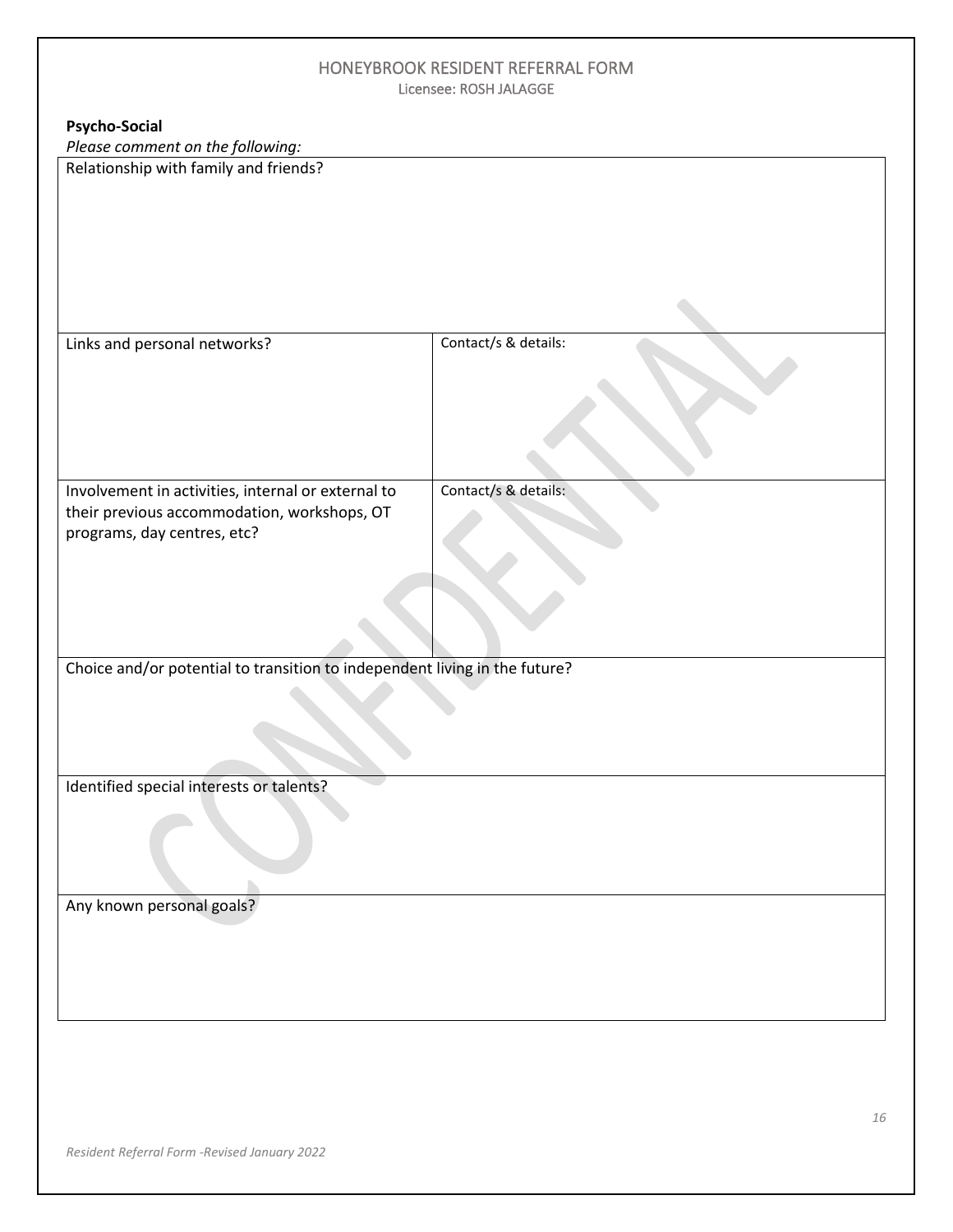# HONEYBROOK RESIDENT REFERRAL FORM

Licensee: ROSH JALAGGE

**Psycho-Social**

*Please comment on the following:*

| Relationship with family and friends? | |
|---|---|
| Links and personal networks? | Contact/s & details: |
| Involvement in activities, internal or external to their previous accommodation, workshops, OT programs, day centres, etc? | Contact/s & details: |
| Choice and/or potential to transition to independent living in the future? | |
| Identified special interests or talents? | |
| Any known personal goals? | |

*Resident Referral Form -Revised January 2022*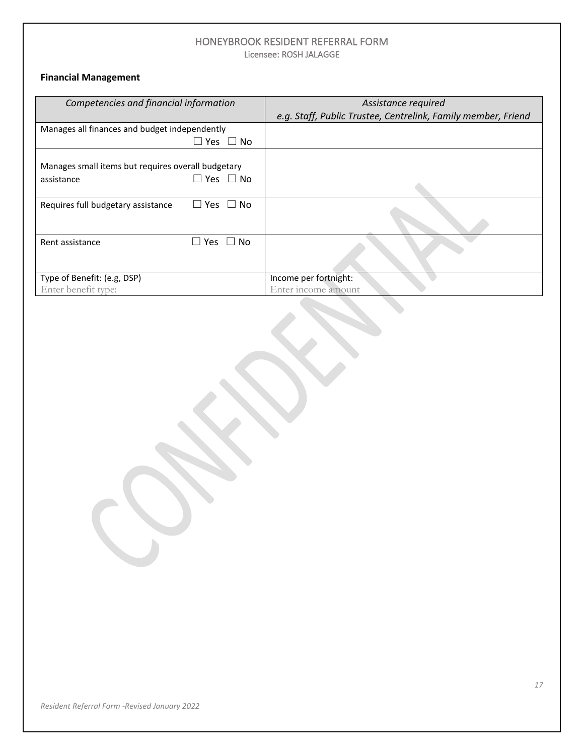HONEYBROOK RESIDENT REFERRAL FORM
Licensee: ROSH JALAGGE

**Financial Management**

| *Competencies and financial information* | *Assistance required e.g. Staff, Public Trustee, Centrelink, Family member, Friend* |
|---|---|
| Manages all finances and budget independently ☐ Yes ☐ No | |
| Manages small items but requires overall budgetary assistance ☐ Yes ☐ No | |
| Requires full budgetary assistance ☐ Yes ☐ No | |
| Rent assistance ☐ Yes ☐ No | |
| Type of Benefit: (e.g, DSP) Enter benefit type: | Income per fortnight: Enter income amount |

CONFIDENTIAL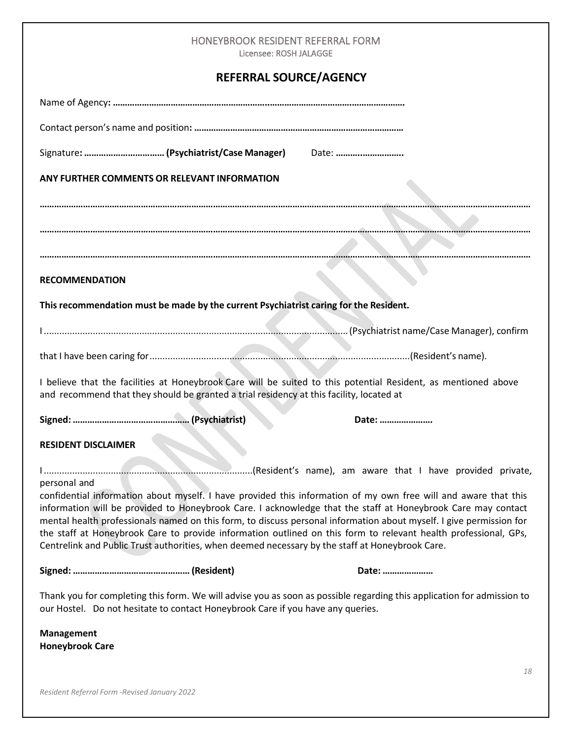HONEYBROOK RESIDENT REFERRAL FORM
Licensee: ROSH JALAGGE

## REFERRAL SOURCE/AGENCY

Name of Agency: ……………………………………………………………………………………………………………

Contact person's name and position: ………………………………………………………………………………

Signature: …………………………… **(Psychiatrist/Case Manager)** Date: ……………………….

**ANY FURTHER COMMENTS OR RELEVANT INFORMATION**

…………………………………………………………………………………………………………………………………………………………………………

…………………………………………………………………………………………………………………………………………………………………………

…………………………………………………………………………………………………………………………………………………………………………

**RECOMMENDATION**

**This recommendation must be made by the current Psychiatrist caring for the Resident.**

I ..................................................................................................................(Psychiatrist name/Case Manager), confirm

that I have been caring for.....................................................................................................(Resident's name).

I believe that the facilities at Honeybrook Care will be suited to this potential Resident, as mentioned above and recommend that they should be granted a trial residency at this facility, located at

**Signed: ………………………………………… (Psychiatrist) Date: ………………….**

**RESIDENT DISCLAIMER**

I ..............................................................................(Resident's name), am aware that I have provided private, personal and
confidential information about myself. I have provided this information of my own free will and aware that this information will be provided to Honeybrook Care. I acknowledge that the staff at Honeybrook Care may contact mental health professionals named on this form, to discuss personal information about myself. I give permission for the staff at Honeybrook Care to provide information outlined on this form to relevant health professional, GPs, Centrelink and Public Trust authorities, when deemed necessary by the staff at Honeybrook Care.

**Signed: ………………………………………… (Resident) Date: …………………**

Thank you for completing this form. We will advise you as soon as possible regarding this application for admission to our Hostel. Do not hesitate to contact Honeybrook Care if you have any queries.

**Management**
**Honeybrook Care**

*Resident Referral Form -Revised January 2022*